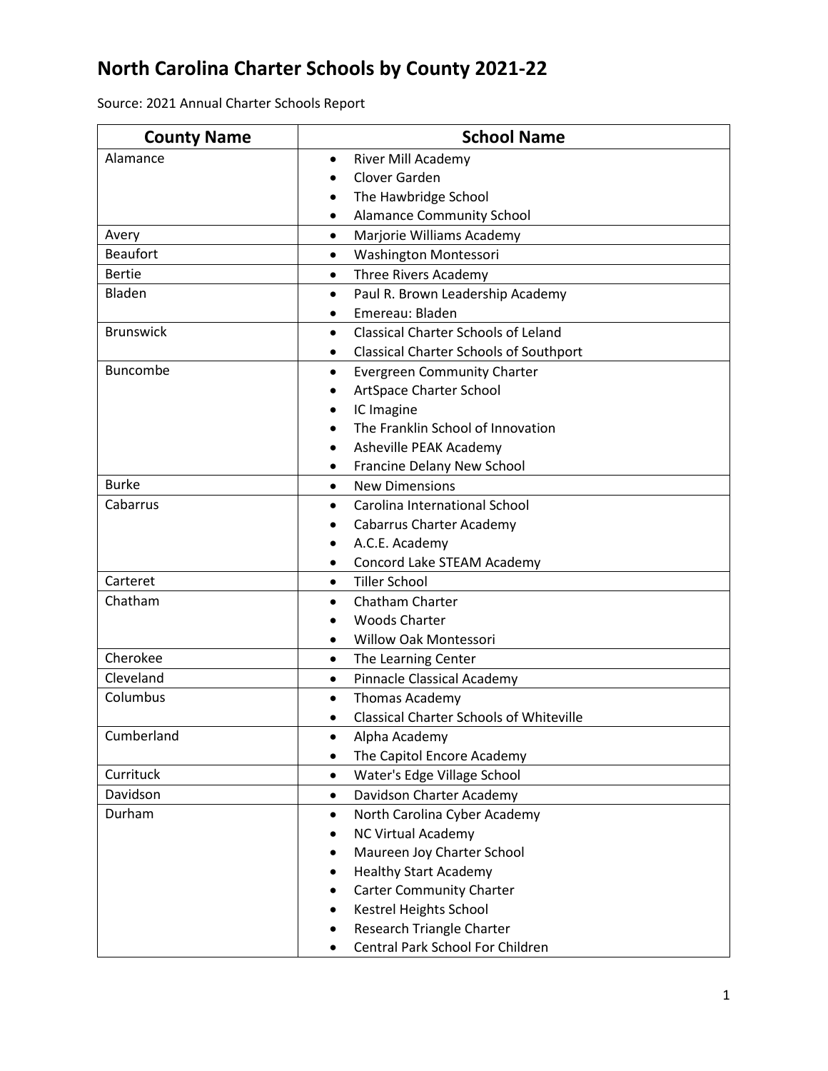# North Carolina Charter Schools by County 2021-22

Source: 2021 Annual Charter Schools Report

| County Name | School Name |
|---|---|
| Alamance | • River Mill Academy<br>• Clover Garden<br>• The Hawbridge School<br>• Alamance Community School |
| Avery | • Marjorie Williams Academy |
| Beaufort | • Washington Montessori |
| Bertie | • Three Rivers Academy |
| Bladen | • Paul R. Brown Leadership Academy<br>• Emereau: Bladen |
| Brunswick | • Classical Charter Schools of Leland<br>• Classical Charter Schools of Southport |
| Buncombe | • Evergreen Community Charter<br>• ArtSpace Charter School<br>• IC Imagine<br>• The Franklin School of Innovation<br>• Asheville PEAK Academy<br>• Francine Delany New School |
| Burke | • New Dimensions |
| Cabarrus | • Carolina International School<br>• Cabarrus Charter Academy<br>• A.C.E. Academy<br>• Concord Lake STEAM Academy |
| Carteret | • Tiller School |
| Chatham | • Chatham Charter<br>• Woods Charter<br>• Willow Oak Montessori |
| Cherokee | • The Learning Center |
| Cleveland | • Pinnacle Classical Academy |
| Columbus | • Thomas Academy<br>• Classical Charter Schools of Whiteville |
| Cumberland | • Alpha Academy<br>• The Capitol Encore Academy |
| Currituck | • Water's Edge Village School |
| Davidson | • Davidson Charter Academy |
| Durham | • North Carolina Cyber Academy<br>• NC Virtual Academy<br>• Maureen Joy Charter School<br>• Healthy Start Academy<br>• Carter Community Charter<br>• Kestrel Heights School<br>• Research Triangle Charter<br>• Central Park School For Children |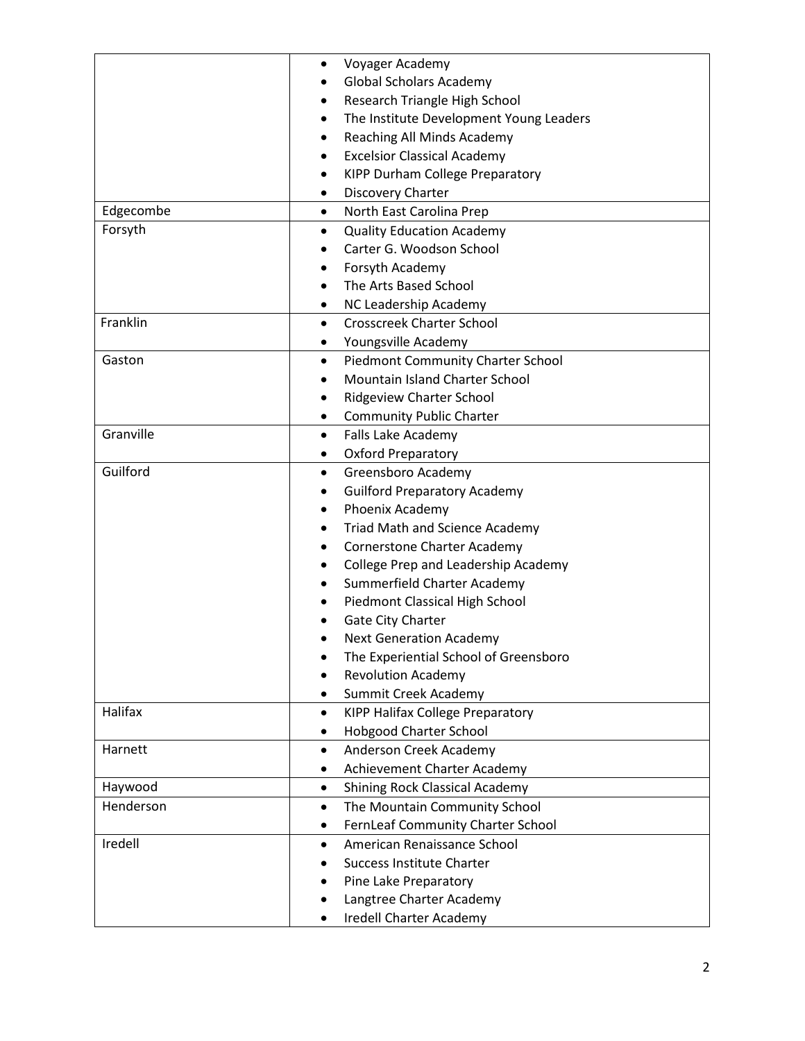| | |
|---|---|
| | • Voyager Academy<br>• Global Scholars Academy<br>• Research Triangle High School<br>• The Institute Development Young Leaders<br>• Reaching All Minds Academy<br>• Excelsior Classical Academy<br>• KIPP Durham College Preparatory<br>• Discovery Charter |
| Edgecombe | • North East Carolina Prep |
| Forsyth | • Quality Education Academy<br>• Carter G. Woodson School<br>• Forsyth Academy<br>• The Arts Based School<br>• NC Leadership Academy |
| Franklin | • Crosscreek Charter School<br>• Youngsville Academy |
| Gaston | • Piedmont Community Charter School<br>• Mountain Island Charter School<br>• Ridgeview Charter School<br>• Community Public Charter |
| Granville | • Falls Lake Academy<br>• Oxford Preparatory |
| Guilford | • Greensboro Academy<br>• Guilford Preparatory Academy<br>• Phoenix Academy<br>• Triad Math and Science Academy<br>• Cornerstone Charter Academy<br>• College Prep and Leadership Academy<br>• Summerfield Charter Academy<br>• Piedmont Classical High School<br>• Gate City Charter<br>• Next Generation Academy<br>• The Experiential School of Greensboro<br>• Revolution Academy<br>• Summit Creek Academy |
| Halifax | • KIPP Halifax College Preparatory<br>• Hobgood Charter School |
| Harnett | • Anderson Creek Academy<br>• Achievement Charter Academy |
| Haywood | • Shining Rock Classical Academy |
| Henderson | • The Mountain Community School<br>• FernLeaf Community Charter School |
| Iredell | • American Renaissance School<br>• Success Institute Charter<br>• Pine Lake Preparatory<br>• Langtree Charter Academy<br>• Iredell Charter Academy |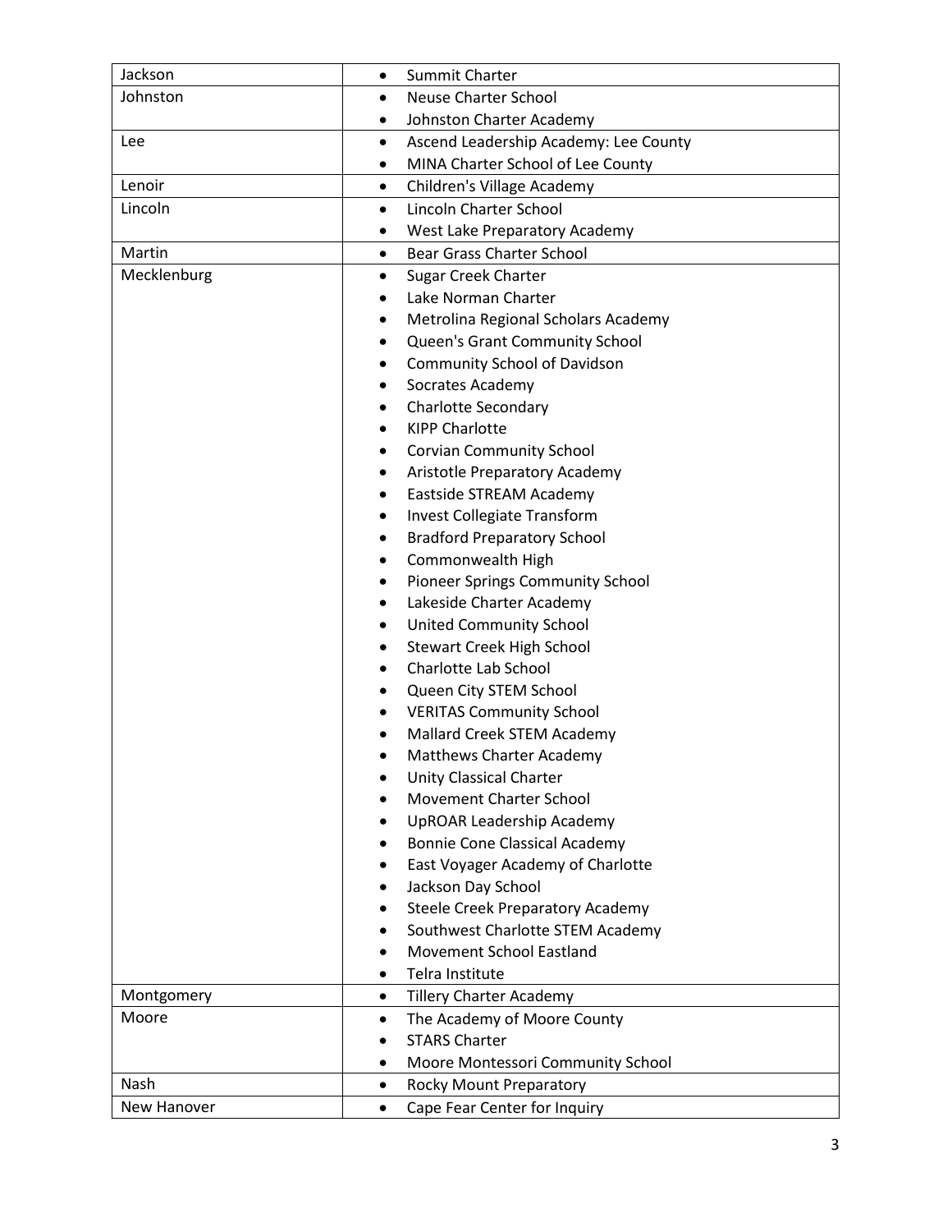| | |
|---|---|
| Jackson | • Summit Charter |
| Johnston | • Neuse Charter School<br>• Johnston Charter Academy |
| Lee | • Ascend Leadership Academy: Lee County<br>• MINA Charter School of Lee County |
| Lenoir | • Children's Village Academy |
| Lincoln | • Lincoln Charter School<br>• West Lake Preparatory Academy |
| Martin | • Bear Grass Charter School |
| Mecklenburg | • Sugar Creek Charter<br>• Lake Norman Charter<br>• Metrolina Regional Scholars Academy<br>• Queen's Grant Community School<br>• Community School of Davidson<br>• Socrates Academy<br>• Charlotte Secondary<br>• KIPP Charlotte<br>• Corvian Community School<br>• Aristotle Preparatory Academy<br>• Eastside STREAM Academy<br>• Invest Collegiate Transform<br>• Bradford Preparatory School<br>• Commonwealth High<br>• Pioneer Springs Community School<br>• Lakeside Charter Academy<br>• United Community School<br>• Stewart Creek High School<br>• Charlotte Lab School<br>• Queen City STEM School<br>• VERITAS Community School<br>• Mallard Creek STEM Academy<br>• Matthews Charter Academy<br>• Unity Classical Charter<br>• Movement Charter School<br>• UpROAR Leadership Academy<br>• Bonnie Cone Classical Academy<br>• East Voyager Academy of Charlotte<br>• Jackson Day School<br>• Steele Creek Preparatory Academy<br>• Southwest Charlotte STEM Academy<br>• Movement School Eastland<br>• Telra Institute |
| Montgomery | • Tillery Charter Academy |
| Moore | • The Academy of Moore County<br>• STARS Charter<br>• Moore Montessori Community School |
| Nash | • Rocky Mount Preparatory |
| New Hanover | • Cape Fear Center for Inquiry |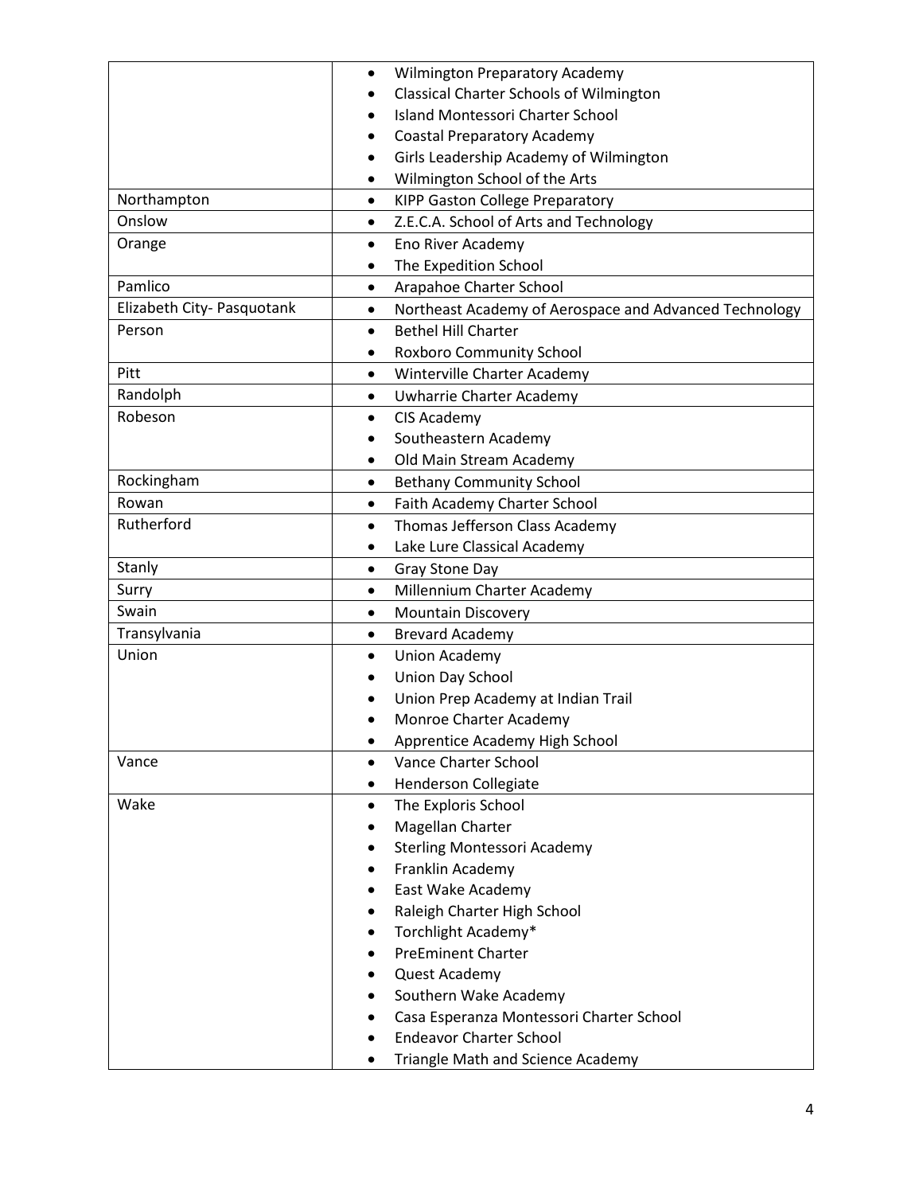| | |
|---|---|
| | • Wilmington Preparatory Academy<br>• Classical Charter Schools of Wilmington<br>• Island Montessori Charter School<br>• Coastal Preparatory Academy<br>• Girls Leadership Academy of Wilmington<br>• Wilmington School of the Arts |
| Northampton | • KIPP Gaston College Preparatory |
| Onslow | • Z.E.C.A. School of Arts and Technology |
| Orange | • Eno River Academy<br>• The Expedition School |
| Pamlico | • Arapahoe Charter School |
| Elizabeth City- Pasquotank | • Northeast Academy of Aerospace and Advanced Technology |
| Person | • Bethel Hill Charter<br>• Roxboro Community School |
| Pitt | • Winterville Charter Academy |
| Randolph | • Uwharrie Charter Academy |
| Robeson | • CIS Academy<br>• Southeastern Academy<br>• Old Main Stream Academy |
| Rockingham | • Bethany Community School |
| Rowan | • Faith Academy Charter School |
| Rutherford | • Thomas Jefferson Class Academy<br>• Lake Lure Classical Academy |
| Stanly | • Gray Stone Day |
| Surry | • Millennium Charter Academy |
| Swain | • Mountain Discovery |
| Transylvania | • Brevard Academy |
| Union | • Union Academy<br>• Union Day School<br>• Union Prep Academy at Indian Trail<br>• Monroe Charter Academy<br>• Apprentice Academy High School |
| Vance | • Vance Charter School<br>• Henderson Collegiate |
| Wake | • The Exploris School<br>• Magellan Charter<br>• Sterling Montessori Academy<br>• Franklin Academy<br>• East Wake Academy<br>• Raleigh Charter High School<br>• Torchlight Academy*<br>• PreEminent Charter<br>• Quest Academy<br>• Southern Wake Academy<br>• Casa Esperanza Montessori Charter School<br>• Endeavor Charter School<br>• Triangle Math and Science Academy |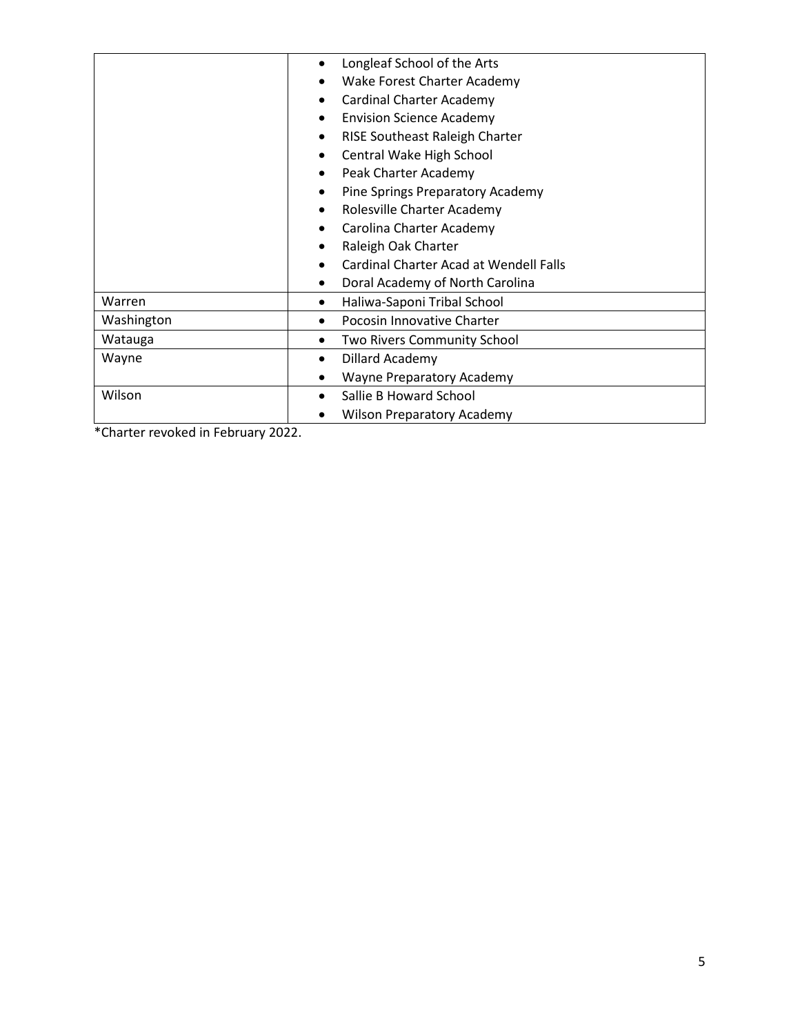| | |
|---|---|
| | • Longleaf School of the Arts<br>• Wake Forest Charter Academy<br>• Cardinal Charter Academy<br>• Envision Science Academy<br>• RISE Southeast Raleigh Charter<br>• Central Wake High School<br>• Peak Charter Academy<br>• Pine Springs Preparatory Academy<br>• Rolesville Charter Academy<br>• Carolina Charter Academy<br>• Raleigh Oak Charter<br>• Cardinal Charter Acad at Wendell Falls<br>• Doral Academy of North Carolina |
| Warren | • Haliwa-Saponi Tribal School |
| Washington | • Pocosin Innovative Charter |
| Watauga | • Two Rivers Community School |
| Wayne | • Dillard Academy<br>• Wayne Preparatory Academy |
| Wilson | • Sallie B Howard School<br>• Wilson Preparatory Academy |

*Charter revoked in February 2022.